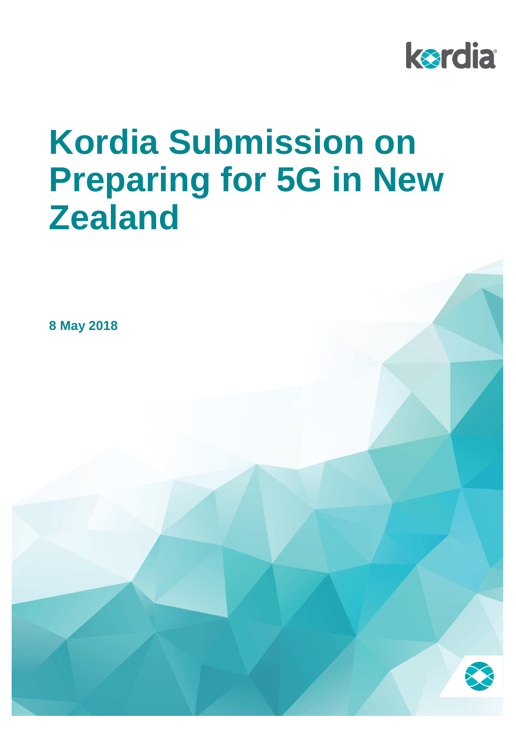# Kordia Submission on Preparing for 5G in New Zealand

**8 May 2018**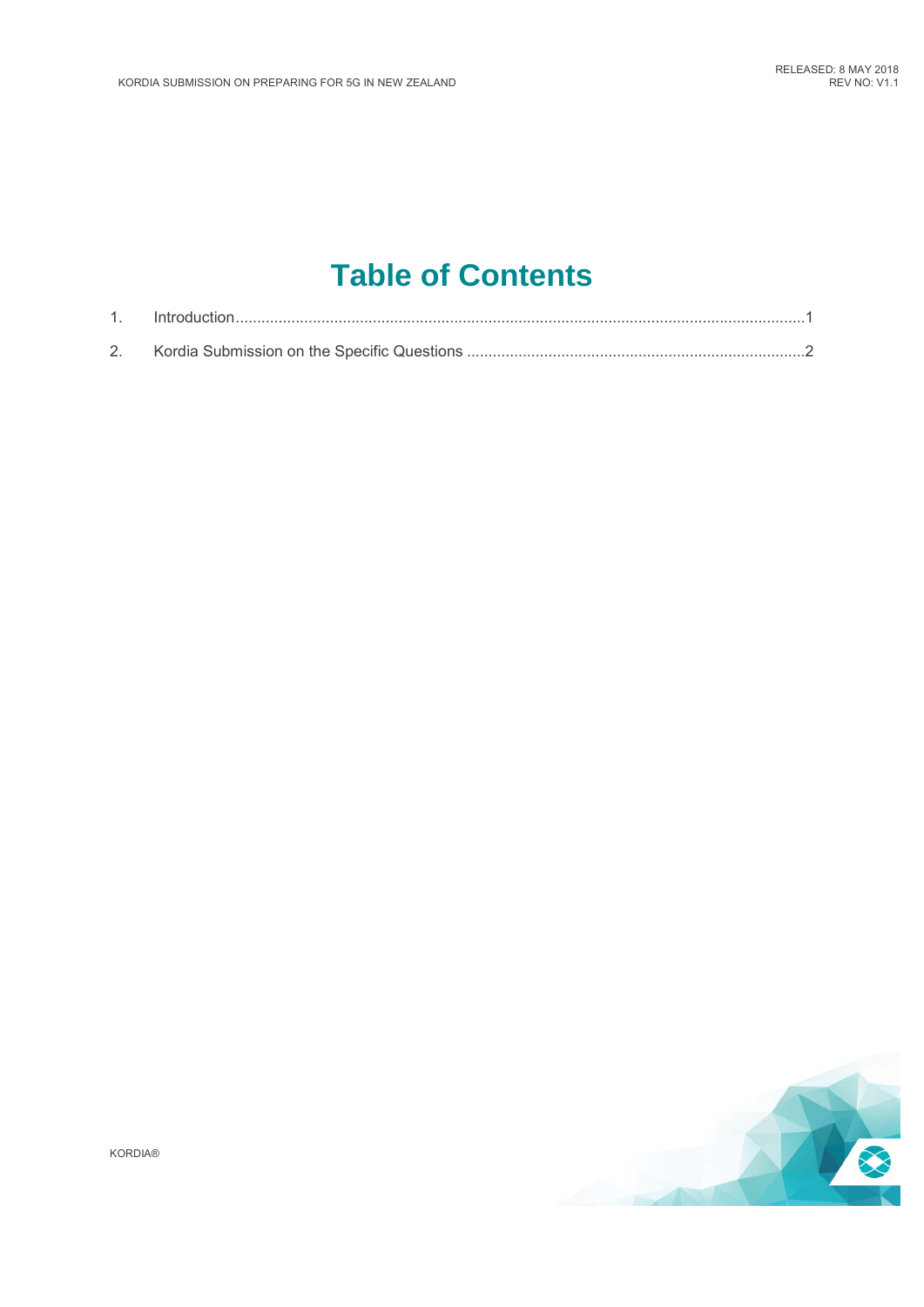# Table of Contents

1. Introduction.....1
2. Kordia Submission on the Specific Questions .....2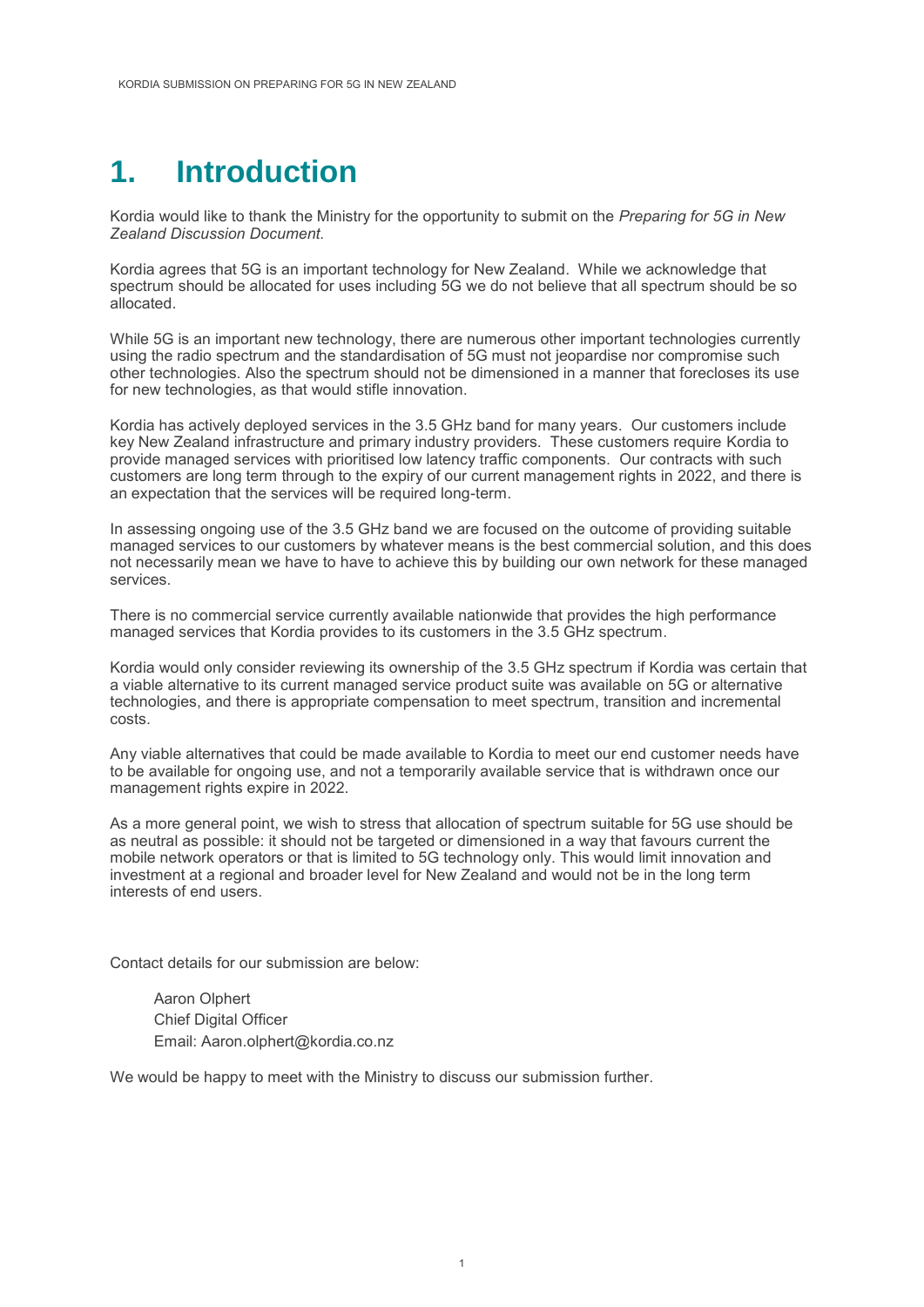# 1. Introduction

Kordia would like to thank the Ministry for the opportunity to submit on the *Preparing for 5G in New Zealand Discussion Document.*

Kordia agrees that 5G is an important technology for New Zealand. While we acknowledge that spectrum should be allocated for uses including 5G we do not believe that all spectrum should be so allocated.

While 5G is an important new technology, there are numerous other important technologies currently using the radio spectrum and the standardisation of 5G must not jeopardise nor compromise such other technologies. Also the spectrum should not be dimensioned in a manner that forecloses its use for new technologies, as that would stifle innovation.

Kordia has actively deployed services in the 3.5 GHz band for many years. Our customers include key New Zealand infrastructure and primary industry providers. These customers require Kordia to provide managed services with prioritised low latency traffic components. Our contracts with such customers are long term through to the expiry of our current management rights in 2022, and there is an expectation that the services will be required long-term.

In assessing ongoing use of the 3.5 GHz band we are focused on the outcome of providing suitable managed services to our customers by whatever means is the best commercial solution, and this does not necessarily mean we have to have to achieve this by building our own network for these managed services.

There is no commercial service currently available nationwide that provides the high performance managed services that Kordia provides to its customers in the 3.5 GHz spectrum.

Kordia would only consider reviewing its ownership of the 3.5 GHz spectrum if Kordia was certain that a viable alternative to its current managed service product suite was available on 5G or alternative technologies, and there is appropriate compensation to meet spectrum, transition and incremental costs.

Any viable alternatives that could be made available to Kordia to meet our end customer needs have to be available for ongoing use, and not a temporarily available service that is withdrawn once our management rights expire in 2022.

As a more general point, we wish to stress that allocation of spectrum suitable for 5G use should be as neutral as possible: it should not be targeted or dimensioned in a way that favours current the mobile network operators or that is limited to 5G technology only. This would limit innovation and investment at a regional and broader level for New Zealand and would not be in the long term interests of end users.

Contact details for our submission are below:

Aaron Olphert
Chief Digital Officer
Email: Aaron.olphert@kordia.co.nz

We would be happy to meet with the Ministry to discuss our submission further.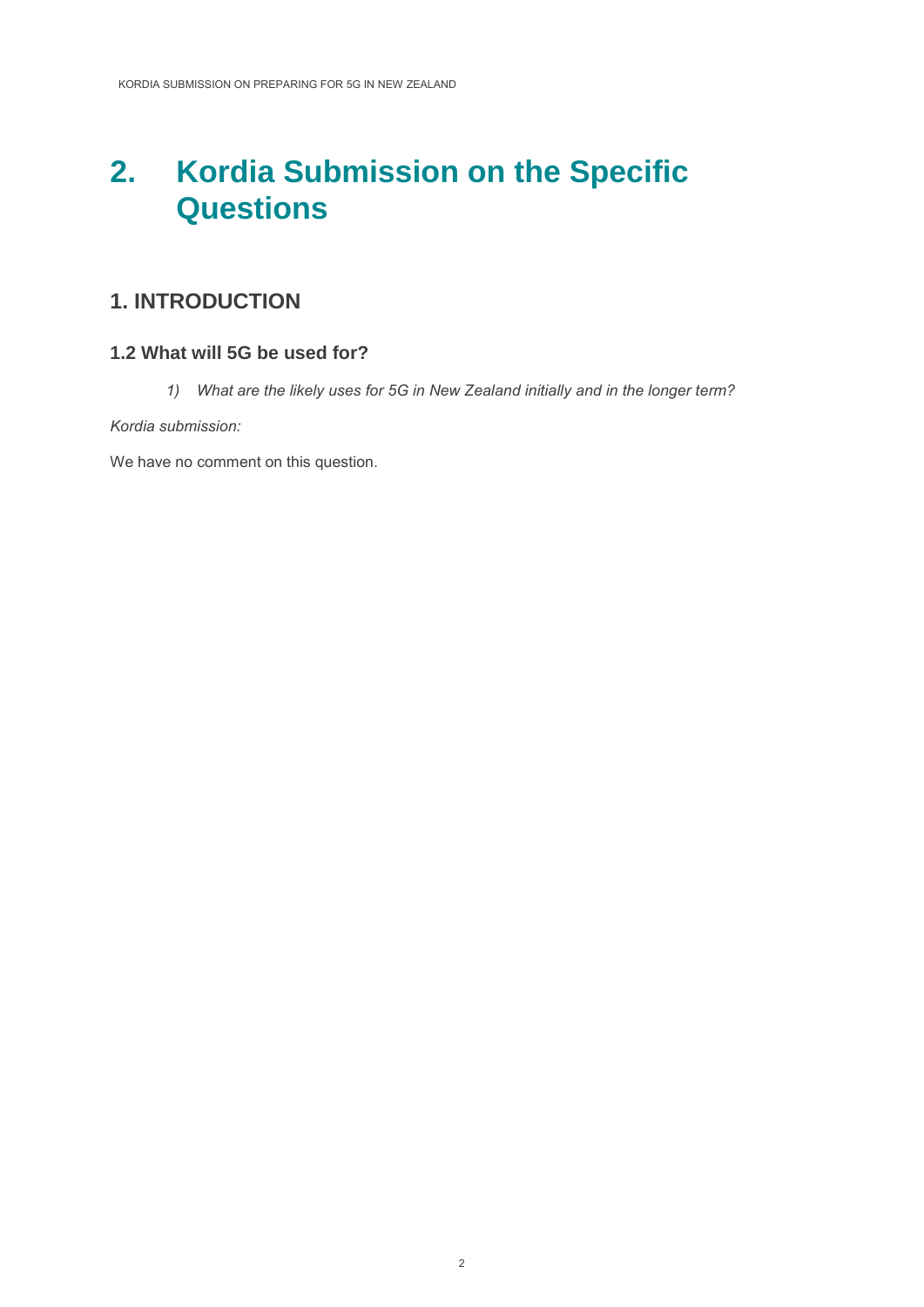# 2. Kordia Submission on the Specific Questions

## 1. INTRODUCTION

### 1.2 What will 5G be used for?

1) *What are the likely uses for 5G in New Zealand initially and in the longer term?*

*Kordia submission:*

We have no comment on this question.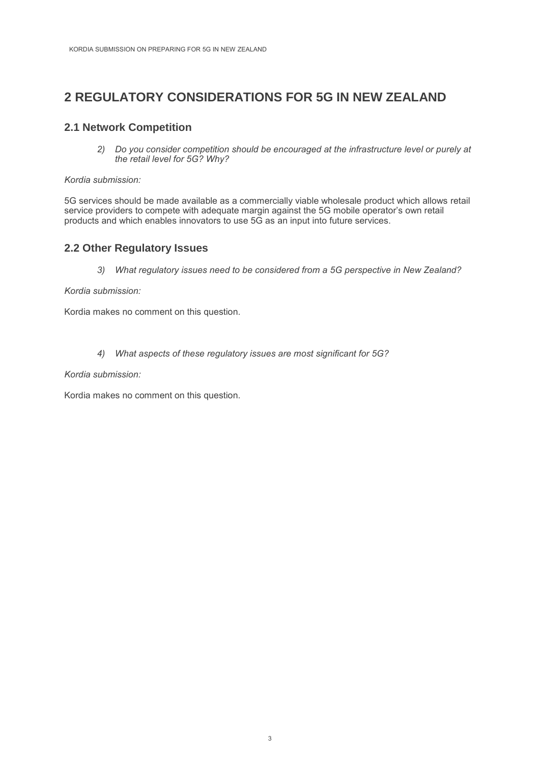# 2 REGULATORY CONSIDERATIONS FOR 5G IN NEW ZEALAND

## 2.1 Network Competition

> 2) *Do you consider competition should be encouraged at the infrastructure level or purely at the retail level for 5G? Why?*

*Kordia submission:*

5G services should be made available as a commercially viable wholesale product which allows retail service providers to compete with adequate margin against the 5G mobile operator's own retail products and which enables innovators to use 5G as an input into future services.

## 2.2 Other Regulatory Issues

> 3) *What regulatory issues need to be considered from a 5G perspective in New Zealand?*

*Kordia submission:*

Kordia makes no comment on this question.

> 4) *What aspects of these regulatory issues are most significant for 5G?*

*Kordia submission:*

Kordia makes no comment on this question.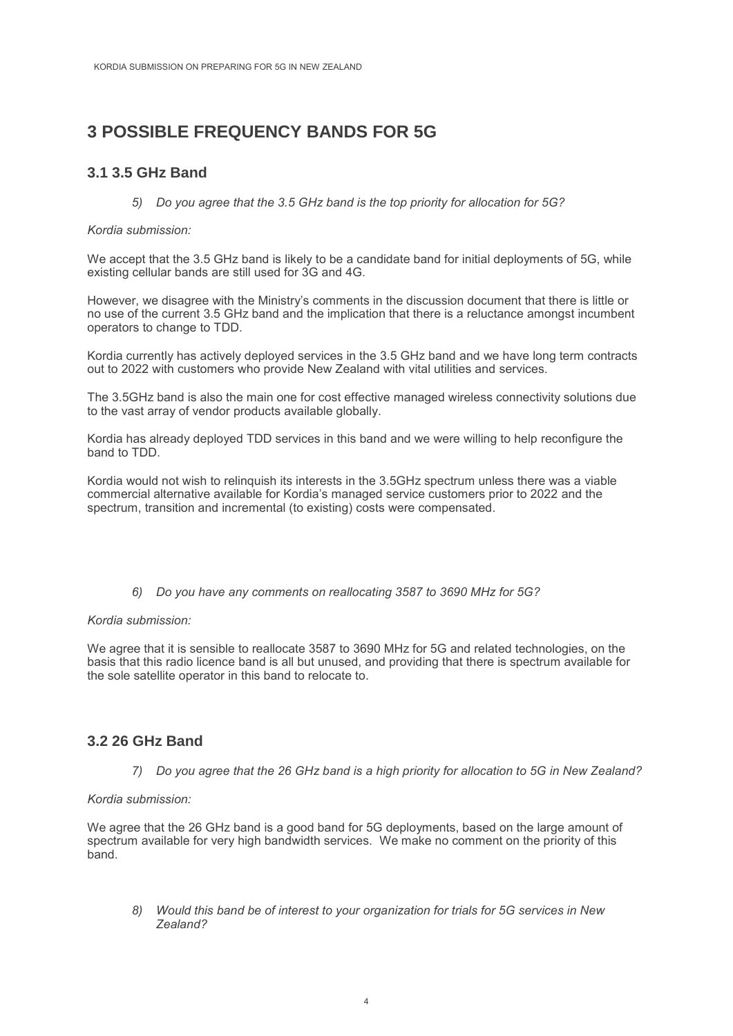# 3 POSSIBLE FREQUENCY BANDS FOR 5G

## 3.1 3.5 GHz Band

> 5) *Do you agree that the 3.5 GHz band is the top priority for allocation for 5G?*

*Kordia submission:*

We accept that the 3.5 GHz band is likely to be a candidate band for initial deployments of 5G, while existing cellular bands are still used for 3G and 4G.

However, we disagree with the Ministry's comments in the discussion document that there is little or no use of the current 3.5 GHz band and the implication that there is a reluctance amongst incumbent operators to change to TDD.

Kordia currently has actively deployed services in the 3.5 GHz band and we have long term contracts out to 2022 with customers who provide New Zealand with vital utilities and services.

The 3.5GHz band is also the main one for cost effective managed wireless connectivity solutions due to the vast array of vendor products available globally.

Kordia has already deployed TDD services in this band and we were willing to help reconfigure the band to TDD.

Kordia would not wish to relinquish its interests in the 3.5GHz spectrum unless there was a viable commercial alternative available for Kordia's managed service customers prior to 2022 and the spectrum, transition and incremental (to existing) costs were compensated.

> 6) *Do you have any comments on reallocating 3587 to 3690 MHz for 5G?*

*Kordia submission:*

We agree that it is sensible to reallocate 3587 to 3690 MHz for 5G and related technologies, on the basis that this radio licence band is all but unused, and providing that there is spectrum available for the sole satellite operator in this band to relocate to.

## 3.2 26 GHz Band

> 7) *Do you agree that the 26 GHz band is a high priority for allocation to 5G in New Zealand?*

*Kordia submission:*

We agree that the 26 GHz band is a good band for 5G deployments, based on the large amount of spectrum available for very high bandwidth services. We make no comment on the priority of this band.

> 8) *Would this band be of interest to your organization for trials for 5G services in New Zealand?*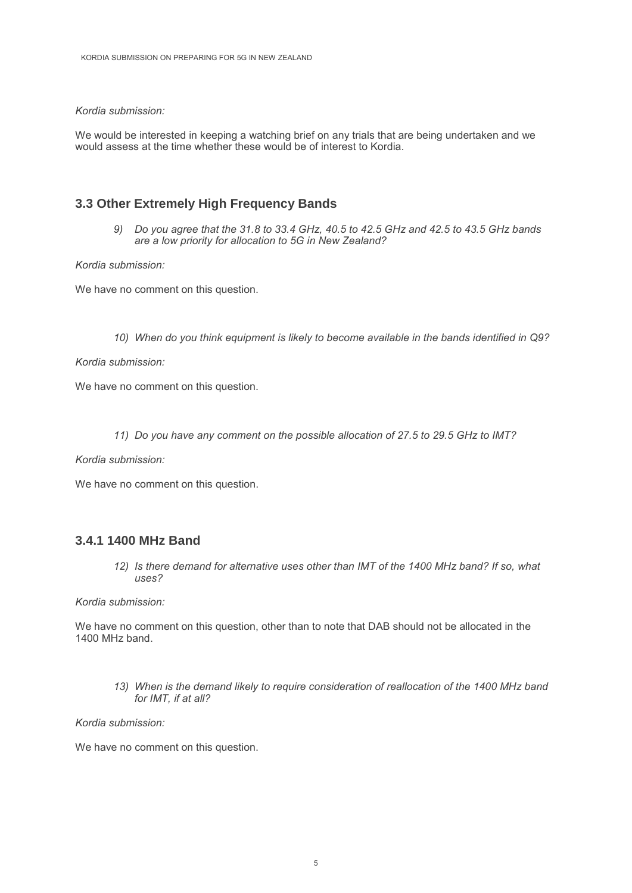*Kordia submission:*

We would be interested in keeping a watching brief on any trials that are being undertaken and we would assess at the time whether these would be of interest to Kordia.

## 3.3 Other Extremely High Frequency Bands

*9) Do you agree that the 31.8 to 33.4 GHz, 40.5 to 42.5 GHz and 42.5 to 43.5 GHz bands are a low priority for allocation to 5G in New Zealand?*

*Kordia submission:*

We have no comment on this question.

*10) When do you think equipment is likely to become available in the bands identified in Q9?*

*Kordia submission:*

We have no comment on this question.

*11) Do you have any comment on the possible allocation of 27.5 to 29.5 GHz to IMT?*

*Kordia submission:*

We have no comment on this question.

## 3.4.1 1400 MHz Band

*12) Is there demand for alternative uses other than IMT of the 1400 MHz band? If so, what uses?*

*Kordia submission:*

We have no comment on this question, other than to note that DAB should not be allocated in the 1400 MHz band.

*13) When is the demand likely to require consideration of reallocation of the 1400 MHz band for IMT, if at all?*

*Kordia submission:*

We have no comment on this question.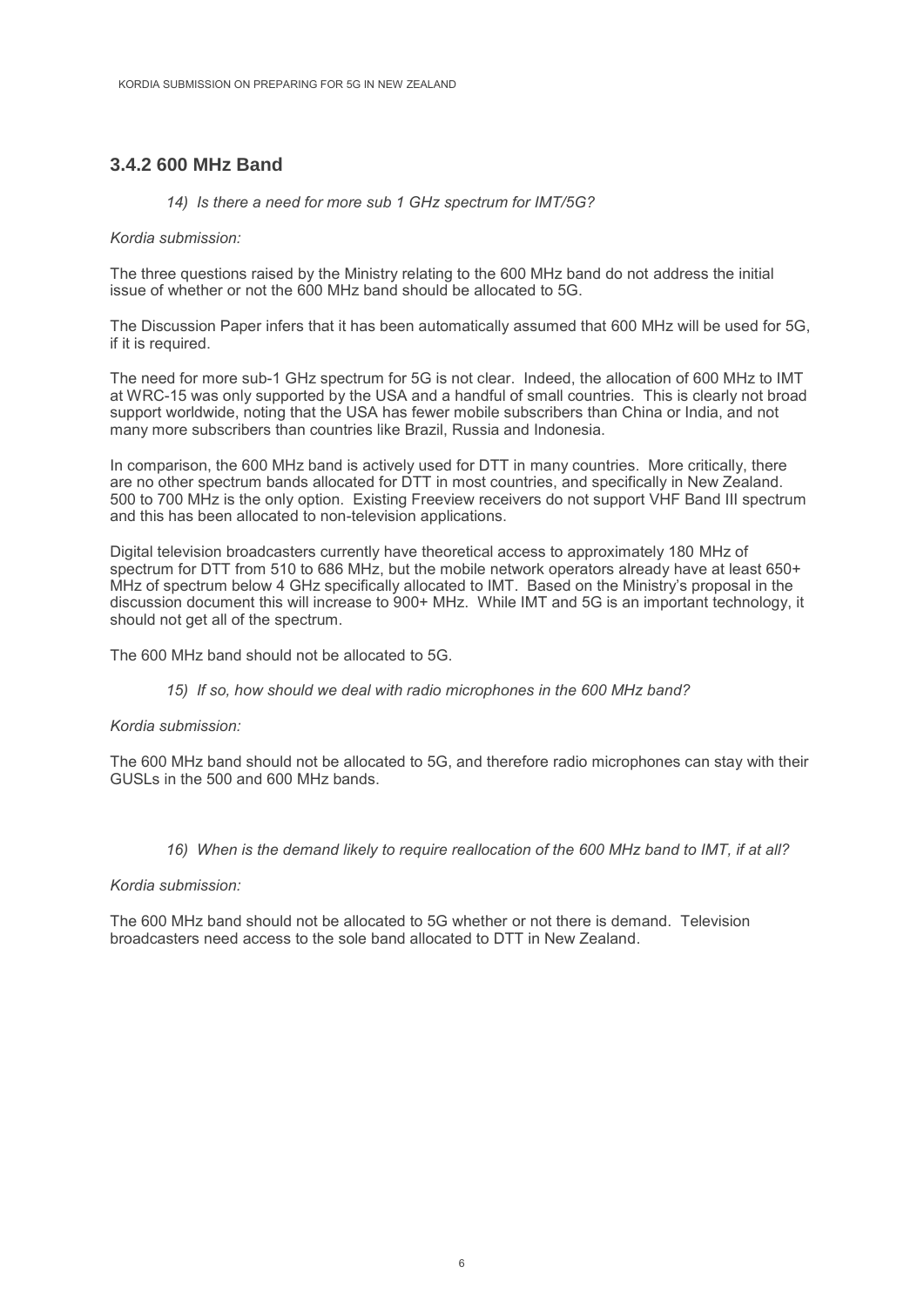## 3.4.2 600 MHz Band

*14) Is there a need for more sub 1 GHz spectrum for IMT/5G?*

*Kordia submission:*

The three questions raised by the Ministry relating to the 600 MHz band do not address the initial issue of whether or not the 600 MHz band should be allocated to 5G.

The Discussion Paper infers that it has been automatically assumed that 600 MHz will be used for 5G, if it is required.

The need for more sub-1 GHz spectrum for 5G is not clear. Indeed, the allocation of 600 MHz to IMT at WRC-15 was only supported by the USA and a handful of small countries. This is clearly not broad support worldwide, noting that the USA has fewer mobile subscribers than China or India, and not many more subscribers than countries like Brazil, Russia and Indonesia.

In comparison, the 600 MHz band is actively used for DTT in many countries. More critically, there are no other spectrum bands allocated for DTT in most countries, and specifically in New Zealand. 500 to 700 MHz is the only option. Existing Freeview receivers do not support VHF Band III spectrum and this has been allocated to non-television applications.

Digital television broadcasters currently have theoretical access to approximately 180 MHz of spectrum for DTT from 510 to 686 MHz, but the mobile network operators already have at least 650+ MHz of spectrum below 4 GHz specifically allocated to IMT. Based on the Ministry's proposal in the discussion document this will increase to 900+ MHz. While IMT and 5G is an important technology, it should not get all of the spectrum.

The 600 MHz band should not be allocated to 5G.

*15) If so, how should we deal with radio microphones in the 600 MHz band?*

*Kordia submission:*

The 600 MHz band should not be allocated to 5G, and therefore radio microphones can stay with their GUSLs in the 500 and 600 MHz bands.

*16) When is the demand likely to require reallocation of the 600 MHz band to IMT, if at all?*

*Kordia submission:*

The 600 MHz band should not be allocated to 5G whether or not there is demand. Television broadcasters need access to the sole band allocated to DTT in New Zealand.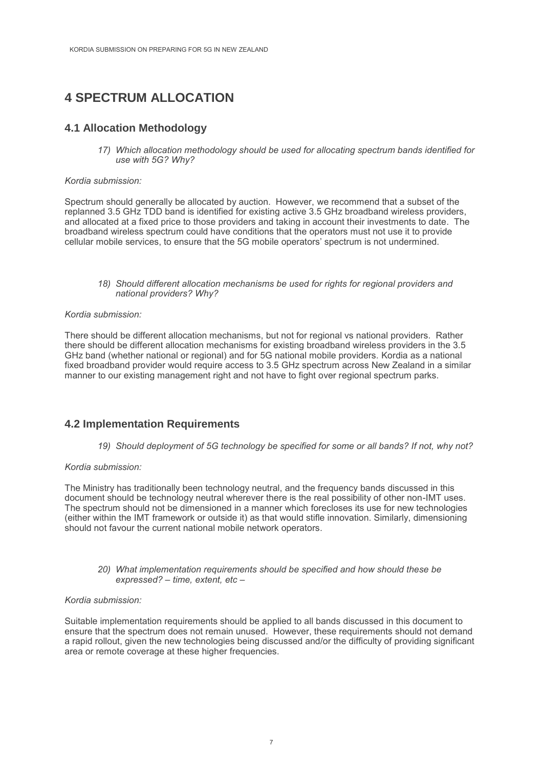# 4 SPECTRUM ALLOCATION

## 4.1 Allocation Methodology

17) *Which allocation methodology should be used for allocating spectrum bands identified for use with 5G? Why?*

*Kordia submission:*

Spectrum should generally be allocated by auction. However, we recommend that a subset of the replanned 3.5 GHz TDD band is identified for existing active 3.5 GHz broadband wireless providers, and allocated at a fixed price to those providers and taking in account their investments to date. The broadband wireless spectrum could have conditions that the operators must not use it to provide cellular mobile services, to ensure that the 5G mobile operators' spectrum is not undermined.

18) *Should different allocation mechanisms be used for rights for regional providers and national providers? Why?*

*Kordia submission:*

There should be different allocation mechanisms, but not for regional vs national providers. Rather there should be different allocation mechanisms for existing broadband wireless providers in the 3.5 GHz band (whether national or regional) and for 5G national mobile providers. Kordia as a national fixed broadband provider would require access to 3.5 GHz spectrum across New Zealand in a similar manner to our existing management right and not have to fight over regional spectrum parks.

## 4.2 Implementation Requirements

19) *Should deployment of 5G technology be specified for some or all bands? If not, why not?*

*Kordia submission:*

The Ministry has traditionally been technology neutral, and the frequency bands discussed in this document should be technology neutral wherever there is the real possibility of other non-IMT uses. The spectrum should not be dimensioned in a manner which forecloses its use for new technologies (either within the IMT framework or outside it) as that would stifle innovation. Similarly, dimensioning should not favour the current national mobile network operators.

20) *What implementation requirements should be specified and how should these be expressed? – time, extent, etc –*

*Kordia submission:*

Suitable implementation requirements should be applied to all bands discussed in this document to ensure that the spectrum does not remain unused. However, these requirements should not demand a rapid rollout, given the new technologies being discussed and/or the difficulty of providing significant area or remote coverage at these higher frequencies.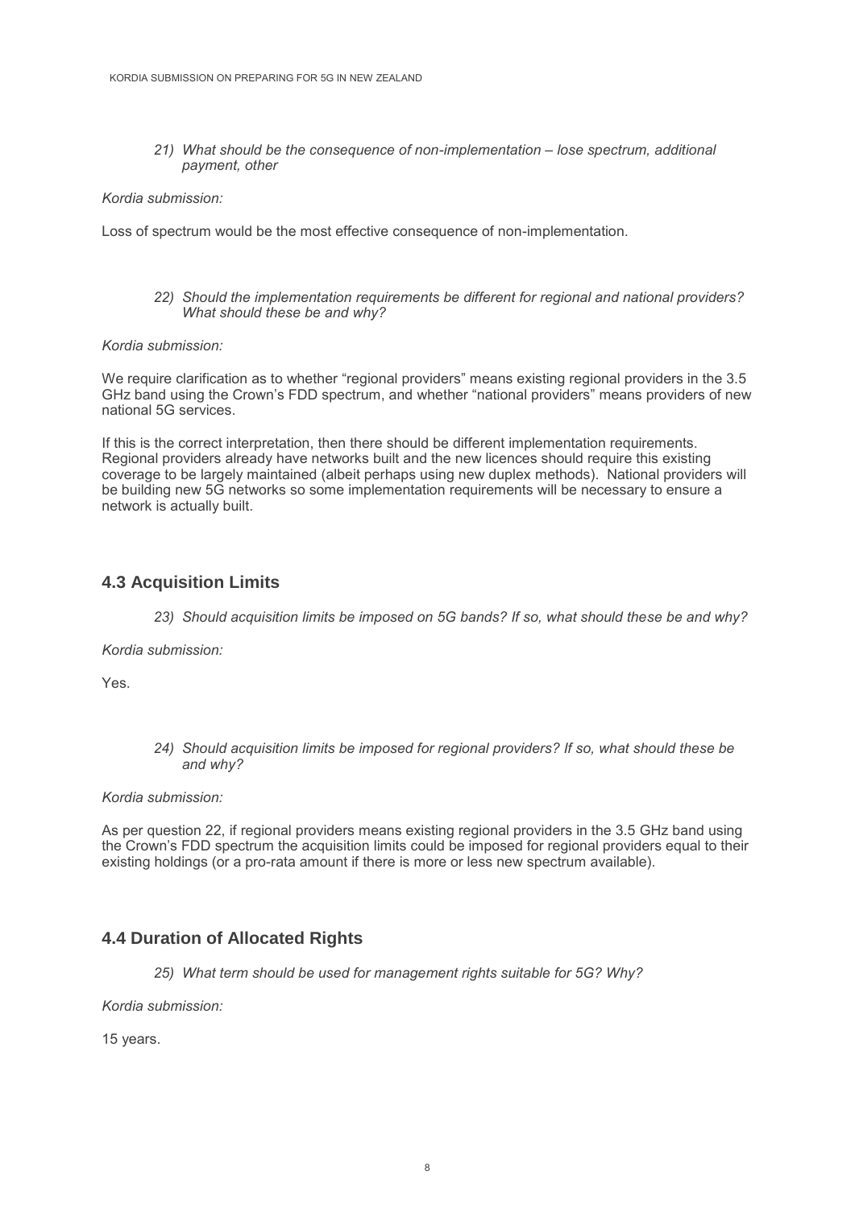21) *What should be the consequence of non-implementation – lose spectrum, additional payment, other*

*Kordia submission:*

Loss of spectrum would be the most effective consequence of non-implementation.

22) *Should the implementation requirements be different for regional and national providers? What should these be and why?*

*Kordia submission:*

We require clarification as to whether "regional providers" means existing regional providers in the 3.5 GHz band using the Crown's FDD spectrum, and whether "national providers" means providers of new national 5G services.

If this is the correct interpretation, then there should be different implementation requirements. Regional providers already have networks built and the new licences should require this existing coverage to be largely maintained (albeit perhaps using new duplex methods). National providers will be building new 5G networks so some implementation requirements will be necessary to ensure a network is actually built.

## 4.3 Acquisition Limits

23) *Should acquisition limits be imposed on 5G bands? If so, what should these be and why?*

*Kordia submission:*

Yes.

24) *Should acquisition limits be imposed for regional providers? If so, what should these be and why?*

*Kordia submission:*

As per question 22, if regional providers means existing regional providers in the 3.5 GHz band using the Crown's FDD spectrum the acquisition limits could be imposed for regional providers equal to their existing holdings (or a pro-rata amount if there is more or less new spectrum available).

## 4.4 Duration of Allocated Rights

25) *What term should be used for management rights suitable for 5G? Why?*

*Kordia submission:*

15 years.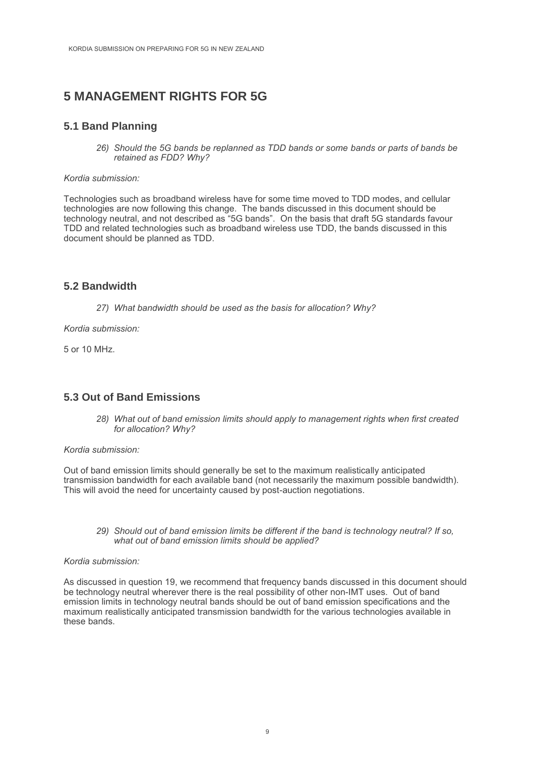# 5 MANAGEMENT RIGHTS FOR 5G

## 5.1 Band Planning

> *26) Should the 5G bands be replanned as TDD bands or some bands or parts of bands be retained as FDD? Why?*

*Kordia submission:*

Technologies such as broadband wireless have for some time moved to TDD modes, and cellular technologies are now following this change. The bands discussed in this document should be technology neutral, and not described as "5G bands". On the basis that draft 5G standards favour TDD and related technologies such as broadband wireless use TDD, the bands discussed in this document should be planned as TDD.

## 5.2 Bandwidth

> *27) What bandwidth should be used as the basis for allocation? Why?*

*Kordia submission:*

5 or 10 MHz.

## 5.3 Out of Band Emissions

> *28) What out of band emission limits should apply to management rights when first created for allocation? Why?*

*Kordia submission:*

Out of band emission limits should generally be set to the maximum realistically anticipated transmission bandwidth for each available band (not necessarily the maximum possible bandwidth). This will avoid the need for uncertainty caused by post-auction negotiations.

> *29) Should out of band emission limits be different if the band is technology neutral? If so, what out of band emission limits should be applied?*

*Kordia submission:*

As discussed in question 19, we recommend that frequency bands discussed in this document should be technology neutral wherever there is the real possibility of other non-IMT uses. Out of band emission limits in technology neutral bands should be out of band emission specifications and the maximum realistically anticipated transmission bandwidth for the various technologies available in these bands.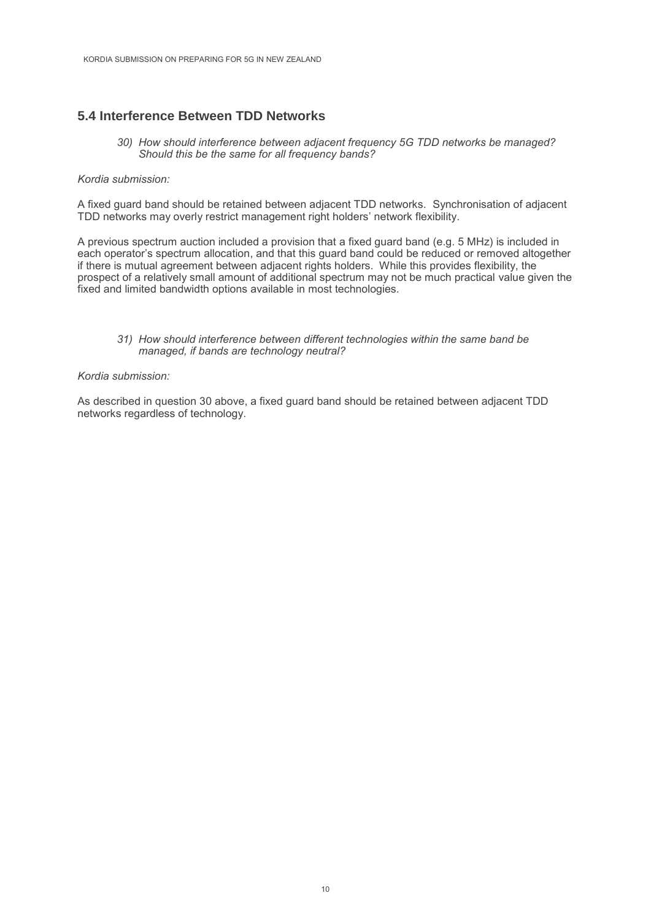## 5.4 Interference Between TDD Networks

> 30) *How should interference between adjacent frequency 5G TDD networks be managed? Should this be the same for all frequency bands?*

*Kordia submission:*

A fixed guard band should be retained between adjacent TDD networks. Synchronisation of adjacent TDD networks may overly restrict management right holders' network flexibility.

A previous spectrum auction included a provision that a fixed guard band (e.g. 5 MHz) is included in each operator's spectrum allocation, and that this guard band could be reduced or removed altogether if there is mutual agreement between adjacent rights holders. While this provides flexibility, the prospect of a relatively small amount of additional spectrum may not be much practical value given the fixed and limited bandwidth options available in most technologies.

> 31) *How should interference between different technologies within the same band be managed, if bands are technology neutral?*

*Kordia submission:*

As described in question 30 above, a fixed guard band should be retained between adjacent TDD networks regardless of technology.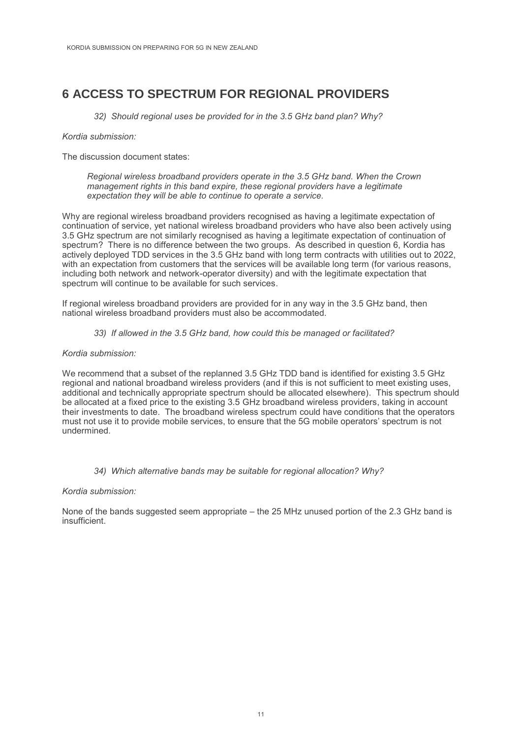# 6 ACCESS TO SPECTRUM FOR REGIONAL PROVIDERS

*32) Should regional uses be provided for in the 3.5 GHz band plan? Why?*

*Kordia submission:*

The discussion document states:

> *Regional wireless broadband providers operate in the 3.5 GHz band. When the Crown management rights in this band expire, these regional providers have a legitimate expectation they will be able to continue to operate a service.*

Why are regional wireless broadband providers recognised as having a legitimate expectation of continuation of service, yet national wireless broadband providers who have also been actively using 3.5 GHz spectrum are not similarly recognised as having a legitimate expectation of continuation of spectrum? There is no difference between the two groups. As described in question 6, Kordia has actively deployed TDD services in the 3.5 GHz band with long term contracts with utilities out to 2022, with an expectation from customers that the services will be available long term (for various reasons, including both network and network-operator diversity) and with the legitimate expectation that spectrum will continue to be available for such services.

If regional wireless broadband providers are provided for in any way in the 3.5 GHz band, then national wireless broadband providers must also be accommodated.

*33) If allowed in the 3.5 GHz band, how could this be managed or facilitated?*

*Kordia submission:*

We recommend that a subset of the replanned 3.5 GHz TDD band is identified for existing 3.5 GHz regional and national broadband wireless providers (and if this is not sufficient to meet existing uses, additional and technically appropriate spectrum should be allocated elsewhere). This spectrum should be allocated at a fixed price to the existing 3.5 GHz broadband wireless providers, taking in account their investments to date. The broadband wireless spectrum could have conditions that the operators must not use it to provide mobile services, to ensure that the 5G mobile operators' spectrum is not undermined.

*34) Which alternative bands may be suitable for regional allocation? Why?*

*Kordia submission:*

None of the bands suggested seem appropriate – the 25 MHz unused portion of the 2.3 GHz band is insufficient.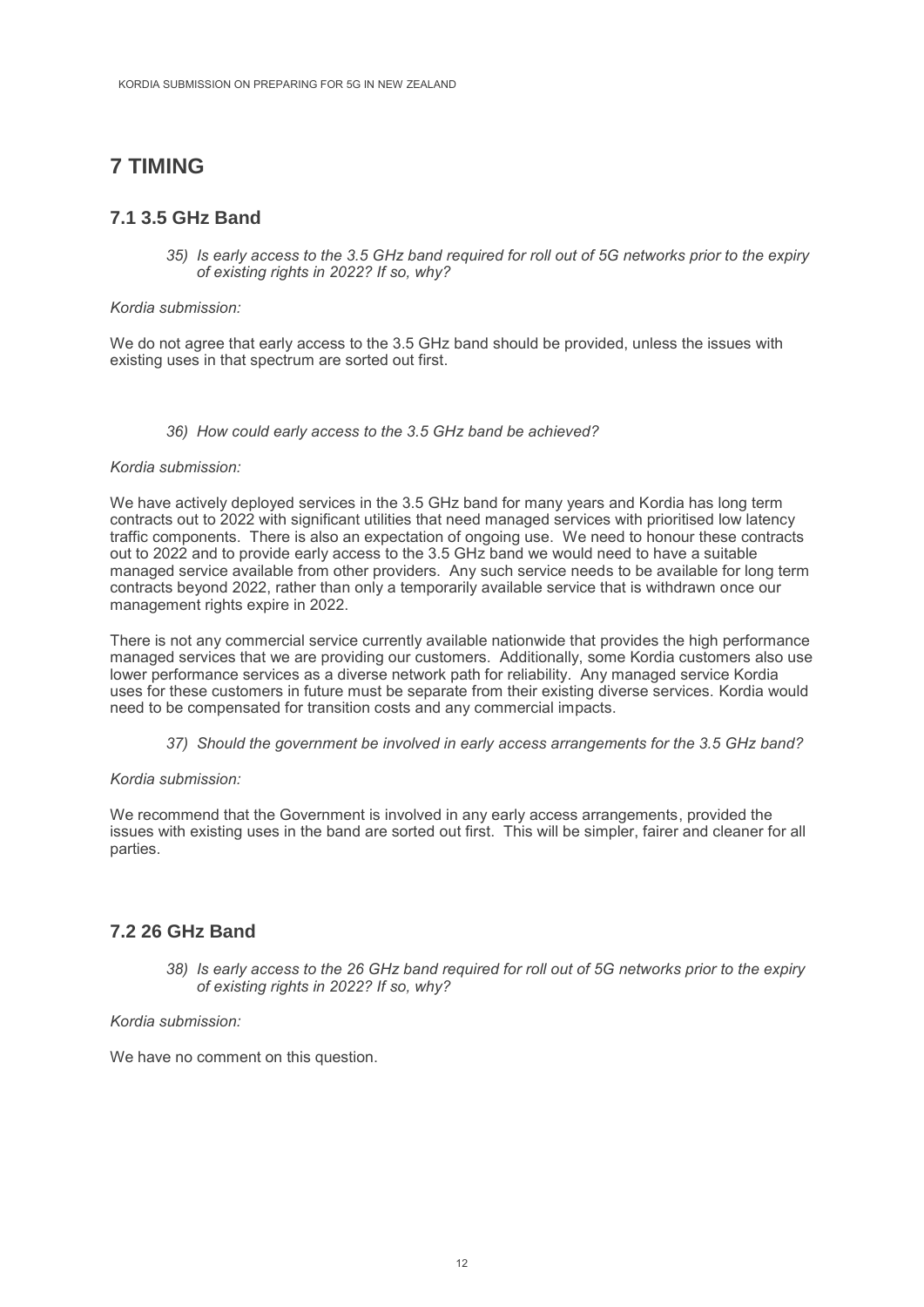# 7 TIMING

## 7.1 3.5 GHz Band

> *35) Is early access to the 3.5 GHz band required for roll out of 5G networks prior to the expiry of existing rights in 2022? If so, why?*

*Kordia submission:*

We do not agree that early access to the 3.5 GHz band should be provided, unless the issues with existing uses in that spectrum are sorted out first.

> *36) How could early access to the 3.5 GHz band be achieved?*

*Kordia submission:*

We have actively deployed services in the 3.5 GHz band for many years and Kordia has long term contracts out to 2022 with significant utilities that need managed services with prioritised low latency traffic components. There is also an expectation of ongoing use. We need to honour these contracts out to 2022 and to provide early access to the 3.5 GHz band we would need to have a suitable managed service available from other providers. Any such service needs to be available for long term contracts beyond 2022, rather than only a temporarily available service that is withdrawn once our management rights expire in 2022.

There is not any commercial service currently available nationwide that provides the high performance managed services that we are providing our customers. Additionally, some Kordia customers also use lower performance services as a diverse network path for reliability. Any managed service Kordia uses for these customers in future must be separate from their existing diverse services. Kordia would need to be compensated for transition costs and any commercial impacts.

> *37) Should the government be involved in early access arrangements for the 3.5 GHz band?*

*Kordia submission:*

We recommend that the Government is involved in any early access arrangements, provided the issues with existing uses in the band are sorted out first. This will be simpler, fairer and cleaner for all parties.

## 7.2 26 GHz Band

> *38) Is early access to the 26 GHz band required for roll out of 5G networks prior to the expiry of existing rights in 2022? If so, why?*

*Kordia submission:*

We have no comment on this question.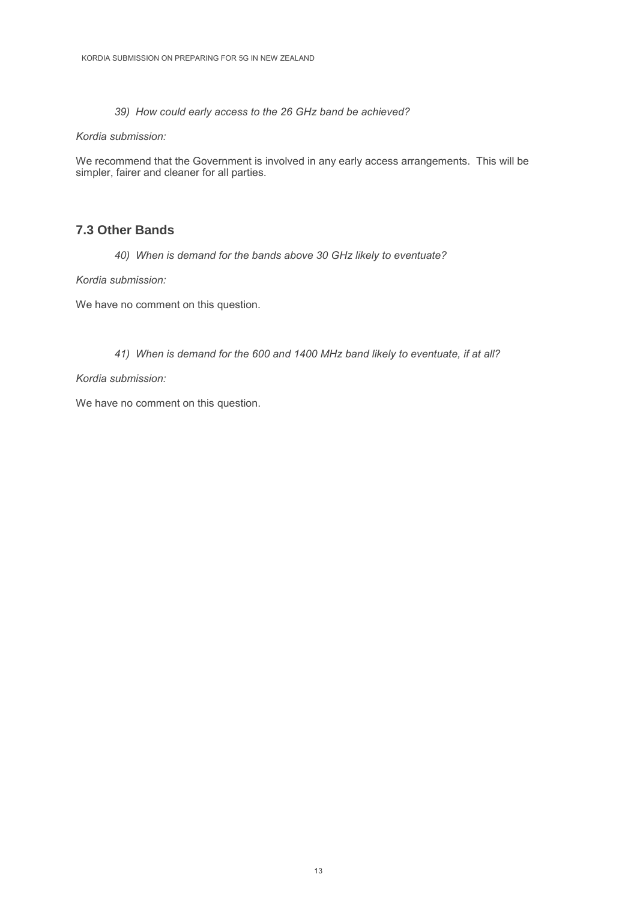*39) How could early access to the 26 GHz band be achieved?*

*Kordia submission:*

We recommend that the Government is involved in any early access arrangements. This will be simpler, fairer and cleaner for all parties.

## 7.3 Other Bands

*40) When is demand for the bands above 30 GHz likely to eventuate?*

*Kordia submission:*

We have no comment on this question.

*41) When is demand for the 600 and 1400 MHz band likely to eventuate, if at all?*

*Kordia submission:*

We have no comment on this question.